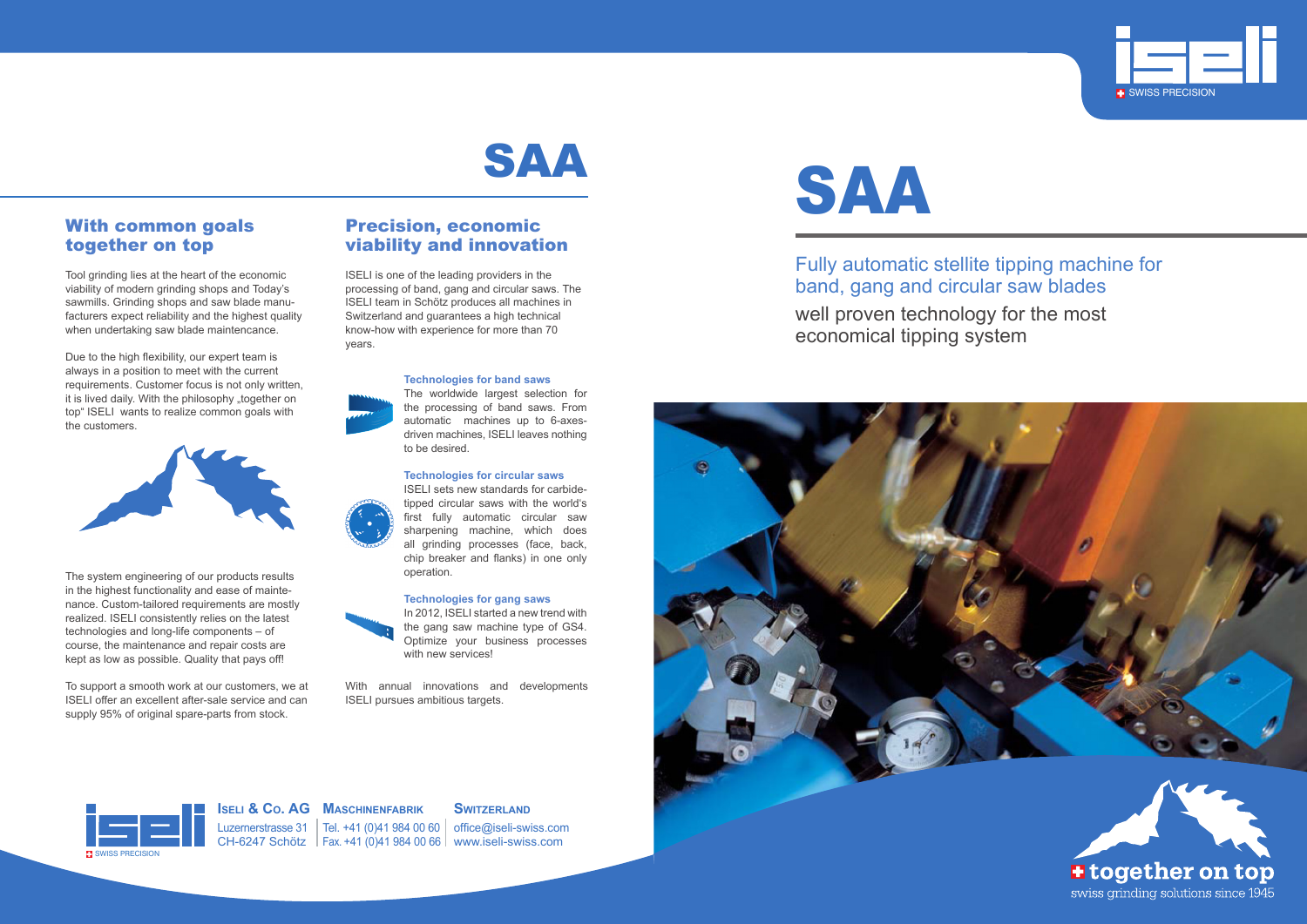# SAA

## With common goals together on top

Tool grinding lies at the heart of the economic viability of modern grinding shops and Today's sawmills. Grinding shops and saw blade manufacturers expect reliability and the highest quality when undertaking saw blade maintencance.

Due to the high flexibility, our expert team is always in a position to meet with the current requirements. Customer focus is not only written, it is lived daily. With the philosophy „together on top" ISELI wants to realize common goals with the customers.

The system engineering of our products results in the highest functionality and ease of maintenance. Custom-tailored requirements are mostly realized. ISELI consistently relies on the latest technologies and long-life components – of course, the maintenance and repair costs are kept as low as possible. Quality that pays off!

To support a smooth work at our customers, we at ISELI offer an excellent after-sale service and can supply 95% of original spare-parts from stock.

## Precision, economic viability and innovation

ISELI is one of the leading providers in the processing of band, gang and circular saws. The ISELI team in Schötz produces all machines in Switzerland and guarantees a high technical know-how with experience for more than 70 years.

**Technologies for band saws**
The worldwide largest selection for the processing of band saws. From automatic machines up to 6-axes-driven machines, ISELI leaves nothing to be desired.

**Technologies for circular saws**
ISELI sets new standards for carbide-tipped circular saws with the world's first fully automatic circular saw sharpening machine, which does all grinding processes (face, back, chip breaker and flanks) in one only operation.

**Technologies for gang saws**
In 2012, ISELI started a new trend with the gang saw machine type of GS4. Optimize your business processes with new services!

With annual innovations and developments ISELI pursues ambitious targets.

**ISELI & CO. AG** **MASCHINENFABRIK** **SWITZERLAND**
Luzernerstrasse 31 | Tel. +41 (0)41 984 00 60 | office@iseli-swiss.com
CH-6247 Schötz | Fax. +41 (0)41 984 00 66 | www.iseli-swiss.com

SWISS PRECISION

# SAA

Fully automatic stellite tipping machine for band, gang and circular saw blades

well proven technology for the most economical tipping system

**together on top**
swiss grinding solutions since 1945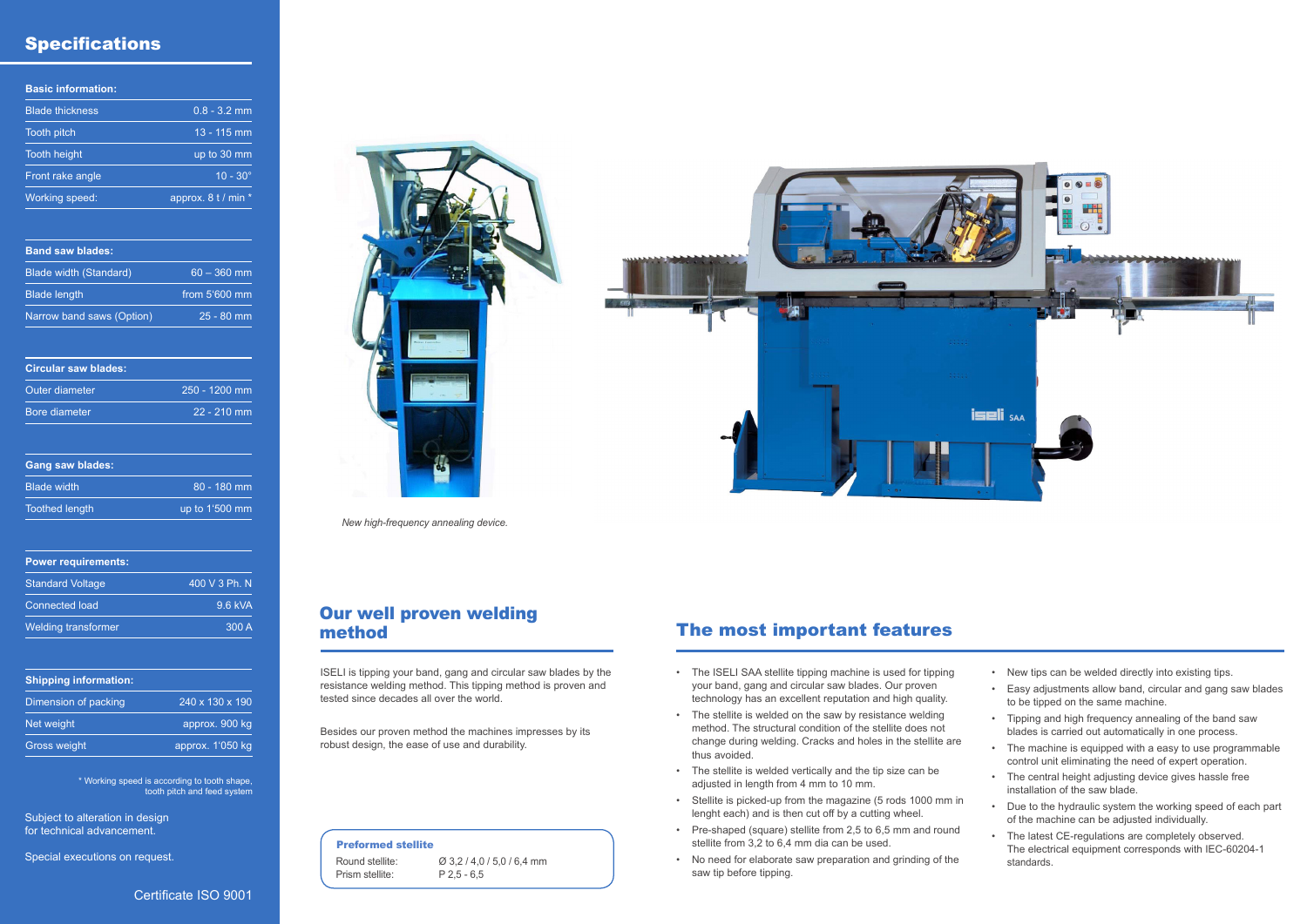# Specifications

| Basic information: | |
|---|---|
| Blade thickness | 0.8 - 3.2 mm |
| Tooth pitch | 13 - 115 mm |
| Tooth height | up to 30 mm |
| Front rake angle | 10 - 30° |
| Working speed: | approx. 8 t / min * |

| Band saw blades: | |
|---|---|
| Blade width (Standard) | 60 – 360 mm |
| Blade length | from 5'600 mm |
| Narrow band saws (Option) | 25 - 80 mm |

| Circular saw blades: | |
|---|---|
| Outer diameter | 250 - 1200 mm |
| Bore diameter | 22 - 210 mm |

| Gang saw blades: | |
|---|---|
| Blade width | 80 - 180 mm |
| Toothed length | up to 1'500 mm |

| Power requirements: | |
|---|---|
| Standard Voltage | 400 V 3 Ph. N |
| Connected load | 9.6 kVA |
| Welding transformer | 300 A |

| Shipping information: | |
|---|---|
| Dimension of packing | 240 x 130 x 190 |
| Net weight | approx. 900 kg |
| Gross weight | approx. 1'050 kg |

\* Working speed is according to tooth shape, tooth pitch and feed system

Subject to alteration in design for technical advancement.

Special executions on request.

Certificate ISO 9001

*New high-frequency annealing device.*

## Our well proven welding method

ISELI is tipping your band, gang and circular saw blades by the resistance welding method. This tipping method is proven and tested since decades all over the world.

Besides our proven method the machines impresses by its robust design, the ease of use and durability.

**Preformed stellite**

| | |
|---|---|
| Round stellite: | Ø 3,2 / 4,0 / 5,0 / 6,4 mm |
| Prism stellite: | P 2,5 - 6,5 |

## The most important features

- The ISELI SAA stellite tipping machine is used for tipping your band, gang and circular saw blades. Our proven technology has an excellent reputation and high quality.
- The stellite is welded on the saw by resistance welding method. The structural condition of the stellite does not change during welding. Cracks and holes in the stellite are thus avoided.
- The stellite is welded vertically and the tip size can be adjusted in length from 4 mm to 10 mm.
- Stellite is picked-up from the magazine (5 rods 1000 mm in lenght each) and is then cut off by a cutting wheel.
- Pre-shaped (square) stellite from 2,5 to 6,5 mm and round stellite from 3,2 to 6,4 mm dia can be used.
- No need for elaborate saw preparation and grinding of the saw tip before tipping.
- New tips can be welded directly into existing tips.
- Easy adjustments allow band, circular and gang saw blades to be tipped on the same machine.
- Tipping and high frequency annealing of the band saw blades is carried out automatically in one process.
- The machine is equipped with a easy to use programmable control unit eliminating the need of expert operation.
- The central height adjusting device gives hassle free installation of the saw blade.
- Due to the hydraulic system the working speed of each part of the machine can be adjusted individually.
- The latest CE-regulations are completely observed. The electrical equipment corresponds with IEC-60204-1 standards.